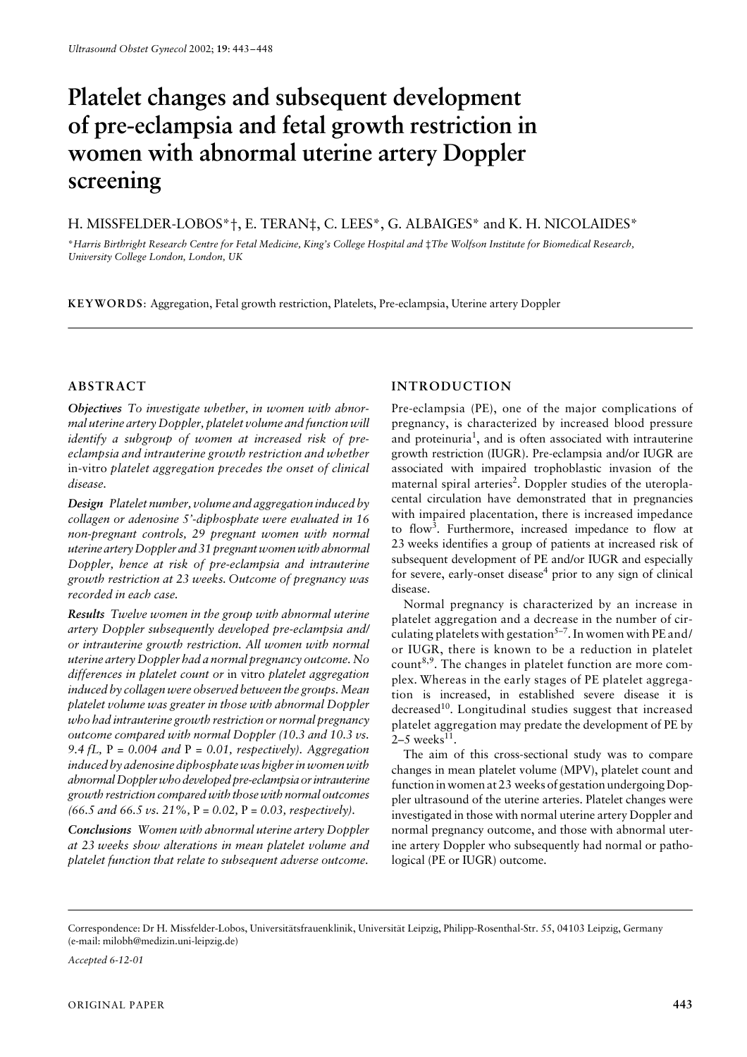# Platelet changes and subsequent development of pre-eclampsia and fetal growth restriction in women with abnormal uterine artery Doppler screening

H. MISSFELDER-LOBOS*†, E. TERAN‡, C. LEES*, G. ALBAIGES* and K. H. NICOLAIDES*

*Harris Birthright Research Centre for Fetal Medicine, King's College Hospital and ‡The Wolfson Institute for Biomedical Research, University College London, London, UK

**KEYWORDS**: Aggregation, Fetal growth restriction, Platelets, Pre-eclampsia, Uterine artery Doppler

## ABSTRACT

***Objectives*** *To investigate whether, in women with abnormal uterine artery Doppler, platelet volume and function will identify a subgroup of women at increased risk of pre-eclampsia and intrauterine growth restriction and whether* in-vitro *platelet aggregation precedes the onset of clinical disease.*

***Design*** *Platelet number, volume and aggregation induced by collagen or adenosine 5'-diphosphate were evaluated in 16 non-pregnant controls, 29 pregnant women with normal uterine artery Doppler and 31 pregnant women with abnormal Doppler, hence at risk of pre-eclampsia and intrauterine growth restriction at 23 weeks. Outcome of pregnancy was recorded in each case.*

***Results*** *Twelve women in the group with abnormal uterine artery Doppler subsequently developed pre-eclampsia and/ or intrauterine growth restriction. All women with normal uterine artery Doppler had a normal pregnancy outcome. No differences in platelet count or* in vitro *platelet aggregation induced by collagen were observed between the groups. Mean platelet volume was greater in those with abnormal Doppler who had intrauterine growth restriction or normal pregnancy outcome compared with normal Doppler (10.3 and 10.3 vs. 9.4 fL,* $P = 0.004$ *and* $P = 0.01$*, respectively). Aggregation induced by adenosine diphosphate was higher in women with abnormal Doppler who developed pre-eclampsia or intrauterine growth restriction compared with those with normal outcomes (66.5 and 66.5 vs. 21%,* $P = 0.02$*,* $P = 0.03$*, respectively).*

***Conclusions*** *Women with abnormal uterine artery Doppler at 23 weeks show alterations in mean platelet volume and platelet function that relate to subsequent adverse outcome.*

## INTRODUCTION

Pre-eclampsia (PE), one of the major complications of pregnancy, is characterized by increased blood pressure and proteinuria[1], and is often associated with intrauterine growth restriction (IUGR). Pre-eclampsia and/or IUGR are associated with impaired trophoblastic invasion of the maternal spiral arteries[2]. Doppler studies of the uteroplacental circulation have demonstrated that in pregnancies with impaired placentation, there is increased impedance to flow[3]. Furthermore, increased impedance to flow at 23 weeks identifies a group of patients at increased risk of subsequent development of PE and/or IUGR and especially for severe, early-onset disease[4] prior to any sign of clinical disease.

Normal pregnancy is characterized by an increase in platelet aggregation and a decrease in the number of circulating platelets with gestation[5–7]. In women with PE and/ or IUGR, there is known to be a reduction in platelet count[8,9]. The changes in platelet function are more complex. Whereas in the early stages of PE platelet aggregation is increased, in established severe disease it is decreased[10]. Longitudinal studies suggest that increased platelet aggregation may predate the development of PE by 2–5 weeks[11].

The aim of this cross-sectional study was to compare changes in mean platelet volume (MPV), platelet count and function in women at 23 weeks of gestation undergoing Doppler ultrasound of the uterine arteries. Platelet changes were investigated in those with normal uterine artery Doppler and normal pregnancy outcome, and those with abnormal uterine artery Doppler who subsequently had normal or pathological (PE or IUGR) outcome.

Correspondence: Dr H. Missfelder-Lobos, Universitätsfrauenklinik, Universität Leipzig, Philipp-Rosenthal-Str. 55, 04103 Leipzig, Germany (e-mail: milobh@medizin.uni-leipzig.de)

*Accepted 6-12-01*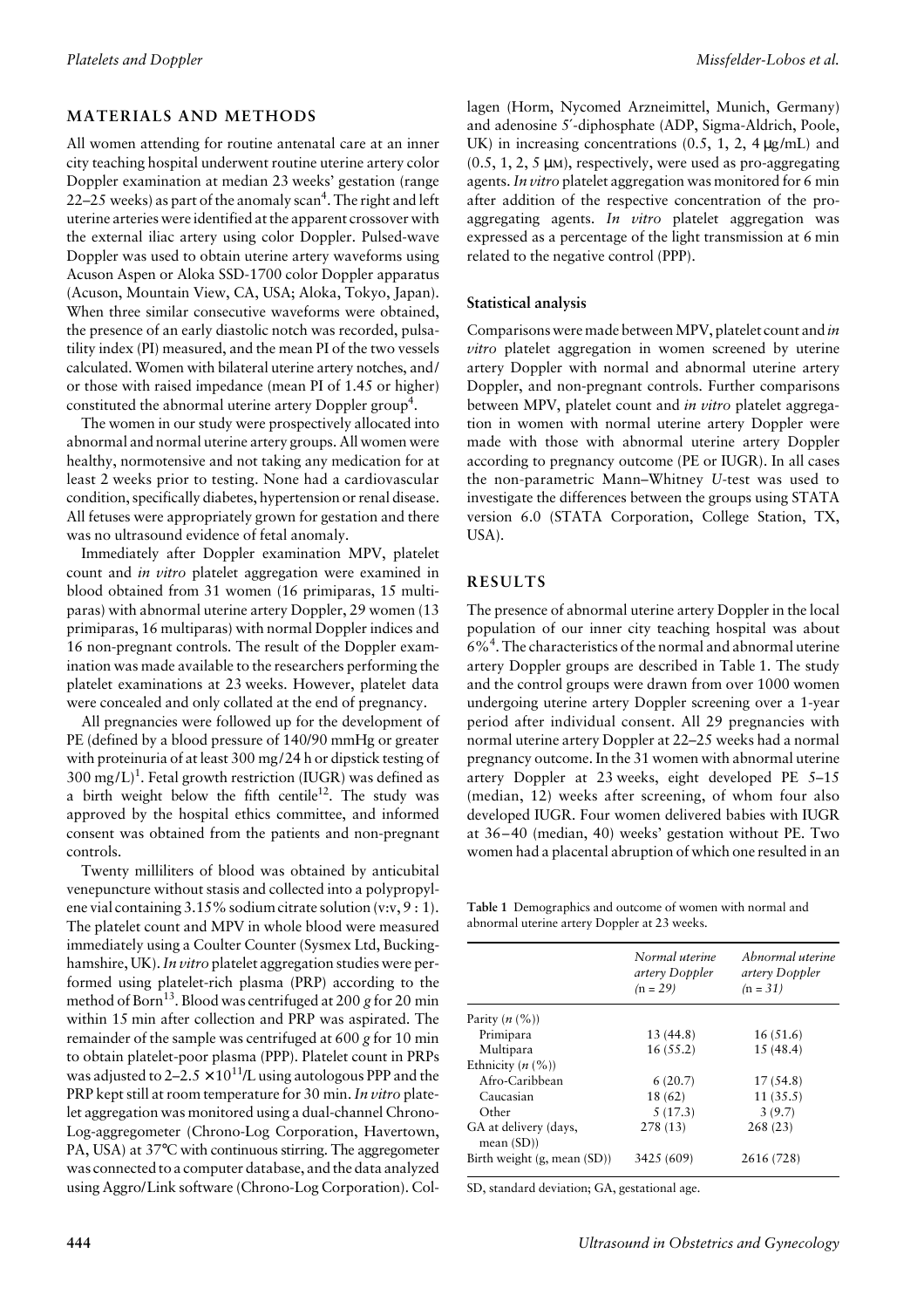## MATERIALS AND METHODS

All women attending for routine antenatal care at an inner city teaching hospital underwent routine uterine artery color Doppler examination at median 23 weeks' gestation (range 22–25 weeks) as part of the anomaly scan[4]. The right and left uterine arteries were identified at the apparent crossover with the external iliac artery using color Doppler. Pulsed-wave Doppler was used to obtain uterine artery waveforms using Acuson Aspen or Aloka SSD-1700 color Doppler apparatus (Acuson, Mountain View, CA, USA; Aloka, Tokyo, Japan). When three similar consecutive waveforms were obtained, the presence of an early diastolic notch was recorded, pulsatility index (PI) measured, and the mean PI of the two vessels calculated. Women with bilateral uterine artery notches, and/or those with raised impedance (mean PI of 1.45 or higher) constituted the abnormal uterine artery Doppler group[4].

The women in our study were prospectively allocated into abnormal and normal uterine artery groups. All women were healthy, normotensive and not taking any medication for at least 2 weeks prior to testing. None had a cardiovascular condition, specifically diabetes, hypertension or renal disease. All fetuses were appropriately grown for gestation and there was no ultrasound evidence of fetal anomaly.

Immediately after Doppler examination MPV, platelet count and *in vitro* platelet aggregation were examined in blood obtained from 31 women (16 primiparas, 15 multiparas) with abnormal uterine artery Doppler, 29 women (13 primiparas, 16 multiparas) with normal Doppler indices and 16 non-pregnant controls. The result of the Doppler examination was made available to the researchers performing the platelet examinations at 23 weeks. However, platelet data were concealed and only collated at the end of pregnancy.

All pregnancies were followed up for the development of PE (defined by a blood pressure of 140/90 mmHg or greater with proteinuria of at least 300 mg/24 h or dipstick testing of 300 mg/L)[1]. Fetal growth restriction (IUGR) was defined as a birth weight below the fifth centile[12]. The study was approved by the hospital ethics committee, and informed consent was obtained from the patients and non-pregnant controls.

Twenty milliliters of blood was obtained by anticubital venepuncture without stasis and collected into a polypropylene vial containing 3.15% sodium citrate solution (v:v, 9 : 1). The platelet count and MPV in whole blood were measured immediately using a Coulter Counter (Sysmex Ltd, Buckinghamshire, UK). *In vitro* platelet aggregation studies were performed using platelet-rich plasma (PRP) according to the method of Born[13]. Blood was centrifuged at 200 *g* for 20 min within 15 min after collection and PRP was aspirated. The remainder of the sample was centrifuged at 600 *g* for 10 min to obtain platelet-poor plasma (PPP). Platelet count in PRPs was adjusted to $2–2.5 \times 10^{11}$/L using autologous PPP and the PRP kept still at room temperature for 30 min. *In vitro* platelet aggregation was monitored using a dual-channel Chrono-Log-aggregometer (Chrono-Log Corporation, Havertown, PA, USA) at 37°C with continuous stirring. The aggregometer was connected to a computer database, and the data analyzed using Aggro/Link software (Chrono-Log Corporation). Collagen (Horm, Nycomed Arzneimittel, Munich, Germany) and adenosine 5′-diphosphate (ADP, Sigma-Aldrich, Poole, UK) in increasing concentrations (0.5, 1, 2, 4 μg/mL) and (0.5, 1, 2, 5 μM), respectively, were used as pro-aggregating agents. *In vitro* platelet aggregation was monitored for 6 min after addition of the respective concentration of the pro-aggregating agents. *In vitro* platelet aggregation was expressed as a percentage of the light transmission at 6 min related to the negative control (PPP).

### Statistical analysis

Comparisons were made between MPV, platelet count and *in vitro* platelet aggregation in women screened by uterine artery Doppler with normal and abnormal uterine artery Doppler, and non-pregnant controls. Further comparisons between MPV, platelet count and *in vitro* platelet aggregation in women with normal uterine artery Doppler were made with those with abnormal uterine artery Doppler according to pregnancy outcome (PE or IUGR). In all cases the non-parametric Mann–Whitney *U*-test was used to investigate the differences between the groups using STATA version 6.0 (STATA Corporation, College Station, TX, USA).

## RESULTS

The presence of abnormal uterine artery Doppler in the local population of our inner city teaching hospital was about 6%[4]. The characteristics of the normal and abnormal uterine artery Doppler groups are described in Table 1. The study and the control groups were drawn from over 1000 women undergoing uterine artery Doppler screening over a 1-year period after individual consent. All 29 pregnancies with normal uterine artery Doppler at 22–25 weeks had a normal pregnancy outcome. In the 31 women with abnormal uterine artery Doppler at 23 weeks, eight developed PE 5–15 (median, 12) weeks after screening, of whom four also developed IUGR. Four women delivered babies with IUGR at 36–40 (median, 40) weeks' gestation without PE. Two women had a placental abruption of which one resulted in an

**Table 1** Demographics and outcome of women with normal and abnormal uterine artery Doppler at 23 weeks.

| | *Normal uterine artery Doppler (n = 29)* | *Abnormal uterine artery Doppler (n = 31)* |
|---|---|---|
| Parity (*n* (%)) | | |
| Primipara | 13 (44.8) | 16 (51.6) |
| Multipara | 16 (55.2) | 15 (48.4) |
| Ethnicity (*n* (%)) | | |
| Afro-Caribbean | 6 (20.7) | 17 (54.8) |
| Caucasian | 18 (62) | 11 (35.5) |
| Other | 5 (17.3) | 3 (9.7) |
| GA at delivery (days, mean (SD)) | 278 (13) | 268 (23) |
| Birth weight (g, mean (SD)) | 3425 (609) | 2616 (728) |

SD, standard deviation; GA, gestational age.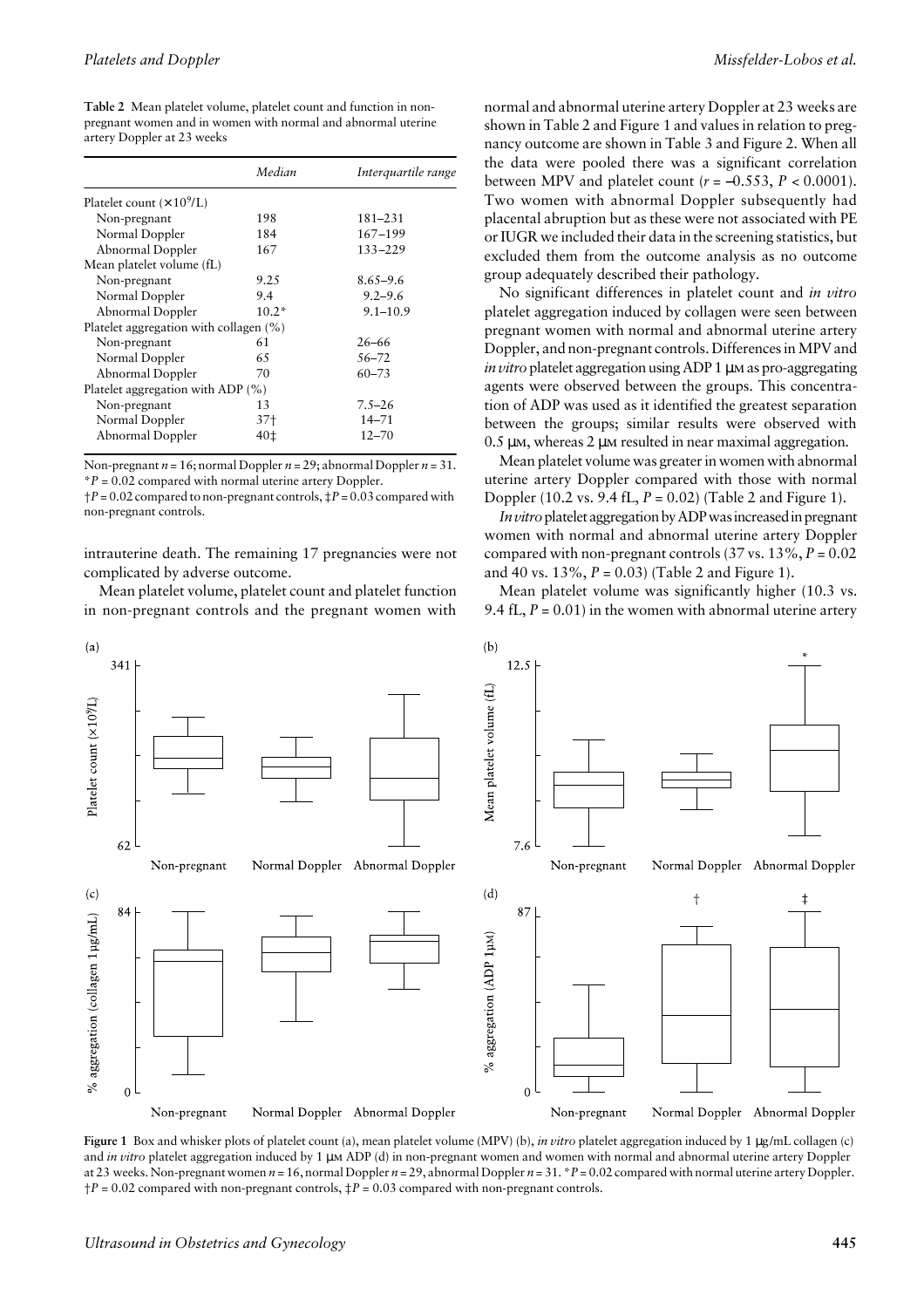**Table 2** Mean platelet volume, platelet count and function in non-pregnant women and in women with normal and abnormal uterine artery Doppler at 23 weeks

| | Median | Interquartile range |
|---|---|---|
| Platelet count ($\times 10^9$/L) | | |
| Non-pregnant | 198 | 181–231 |
| Normal Doppler | 184 | 167–199 |
| Abnormal Doppler | 167 | 133–229 |
| Mean platelet volume (fL) | | |
| Non-pregnant | 9.25 | 8.65–9.6 |
| Normal Doppler | 9.4 | 9.2–9.6 |
| Abnormal Doppler | 10.2* | 9.1–10.9 |
| Platelet aggregation with collagen (%) | | |
| Non-pregnant | 61 | 26–66 |
| Normal Doppler | 65 | 56–72 |
| Abnormal Doppler | 70 | 60–73 |
| Platelet aggregation with ADP (%) | | |
| Non-pregnant | 13 | 7.5–26 |
| Normal Doppler | 37† | 14–71 |
| Abnormal Doppler | 40‡ | 12–70 |

Non-pregnant $n = 16$; normal Doppler $n = 29$; abnormal Doppler $n = 31$.
*$P = 0.02$ compared with normal uterine artery Doppler.
†$P = 0.02$ compared to non-pregnant controls, ‡$P = 0.03$ compared with non-pregnant controls.

intrauterine death. The remaining 17 pregnancies were not complicated by adverse outcome.

Mean platelet volume, platelet count and platelet function in non-pregnant controls and the pregnant women with normal and abnormal uterine artery Doppler at 23 weeks are shown in Table 2 and Figure 1 and values in relation to pregnancy outcome are shown in Table 3 and Figure 2. When all the data were pooled there was a significant correlation between MPV and platelet count ($r = -0.553$, $P < 0.0001$). Two women with abnormal Doppler subsequently had placental abruption but as these were not associated with PE or IUGR we included their data in the screening statistics, but excluded them from the outcome analysis as no outcome group adequately described their pathology.

No significant differences in platelet count and *in vitro* platelet aggregation induced by collagen were seen between pregnant women with normal and abnormal uterine artery Doppler, and non-pregnant controls. Differences in MPV and *in vitro* platelet aggregation using ADP 1 μM as pro-aggregating agents were observed between the groups. This concentration of ADP was used as it identified the greatest separation between the groups; similar results were observed with 0.5 μM, whereas 2 μM resulted in near maximal aggregation.

Mean platelet volume was greater in women with abnormal uterine artery Doppler compared with those with normal Doppler (10.2 vs. 9.4 fL, $P = 0.02$) (Table 2 and Figure 1).

*In vitro* platelet aggregation by ADP was increased in pregnant women with normal and abnormal uterine artery Doppler compared with non-pregnant controls (37 vs. 13%, $P = 0.02$ and 40 vs. 13%, $P = 0.03$) (Table 2 and Figure 1).

Mean platelet volume was significantly higher (10.3 vs. 9.4 fL, $P = 0.01$) in the women with abnormal uterine artery

**Figure 1** Box and whisker plots of platelet count (a), mean platelet volume (MPV) (b), *in vitro* platelet aggregation induced by 1 μg/mL collagen (c) and *in vitro* platelet aggregation induced by 1 μM ADP (d) in non-pregnant women and women with normal and abnormal uterine artery Doppler at 23 weeks. Non-pregnant women $n = 16$, normal Doppler $n = 29$, abnormal Doppler $n = 31$. *$P = 0.02$ compared with normal uterine artery Doppler. †$P = 0.02$ compared with non-pregnant controls, ‡$P = 0.03$ compared with non-pregnant controls.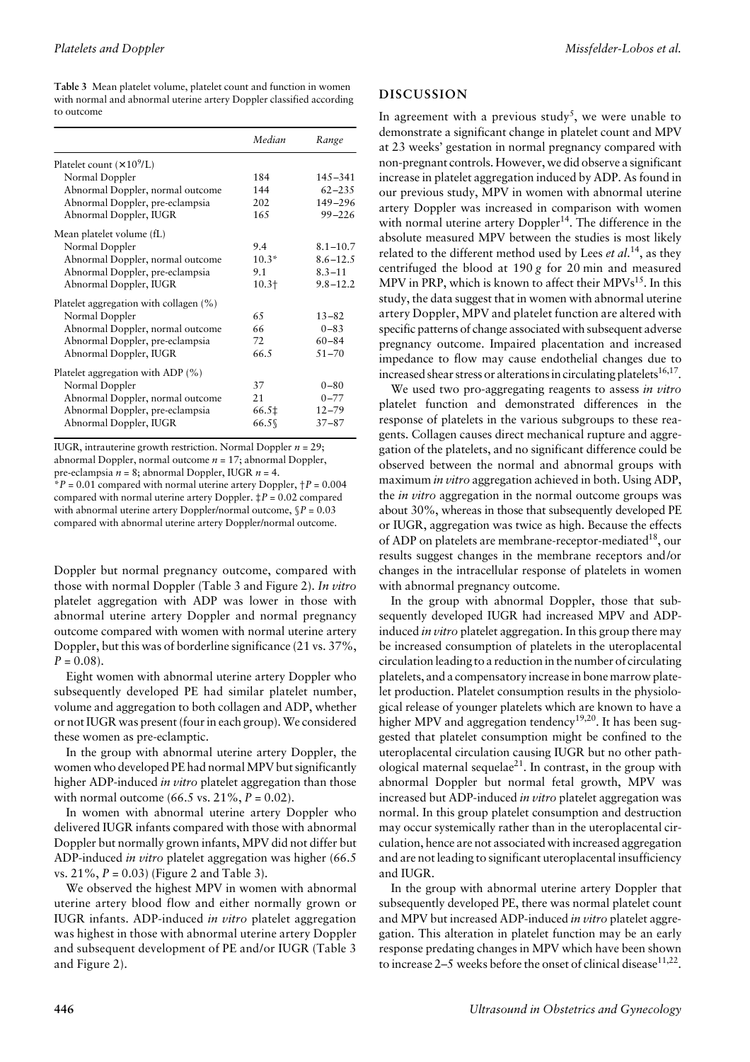**Table 3** Mean platelet volume, platelet count and function in women with normal and abnormal uterine artery Doppler classified according to outcome

| | Median | Range |
|---|---|---|
| Platelet count ($\times 10^9$/L) | | |
| Normal Doppler | 184 | 145–341 |
| Abnormal Doppler, normal outcome | 144 | 62–235 |
| Abnormal Doppler, pre-eclampsia | 202 | 149–296 |
| Abnormal Doppler, IUGR | 165 | 99–226 |
| Mean platelet volume (fL) | | |
| Normal Doppler | 9.4 | 8.1–10.7 |
| Abnormal Doppler, normal outcome | 10.3* | 8.6–12.5 |
| Abnormal Doppler, pre-eclampsia | 9.1 | 8.3–11 |
| Abnormal Doppler, IUGR | 10.3† | 9.8–12.2 |
| Platelet aggregation with collagen (%) | | |
| Normal Doppler | 65 | 13–82 |
| Abnormal Doppler, normal outcome | 66 | 0–83 |
| Abnormal Doppler, pre-eclampsia | 72 | 60–84 |
| Abnormal Doppler, IUGR | 66.5 | 51–70 |
| Platelet aggregation with ADP (%) | | |
| Normal Doppler | 37 | 0–80 |
| Abnormal Doppler, normal outcome | 21 | 0–77 |
| Abnormal Doppler, pre-eclampsia | 66.5‡ | 12–79 |
| Abnormal Doppler, IUGR | 66.5§ | 37–87 |

IUGR, intrauterine growth restriction. Normal Doppler $n = 29$; abnormal Doppler, normal outcome $n = 17$; abnormal Doppler, pre-eclampsia $n = 8$; abnormal Doppler, IUGR $n = 4$.
*$P = 0.01$ compared with normal uterine artery Doppler, †$P = 0.004$ compared with normal uterine artery Doppler. ‡$P = 0.02$ compared with abnormal uterine artery Doppler/normal outcome, §$P = 0.03$ compared with abnormal uterine artery Doppler/normal outcome.

Doppler but normal pregnancy outcome, compared with those with normal Doppler (Table 3 and Figure 2). *In vitro* platelet aggregation with ADP was lower in those with abnormal uterine artery Doppler and normal pregnancy outcome compared with women with normal uterine artery Doppler, but this was of borderline significance (21 vs. 37%, $P = 0.08$).

Eight women with abnormal uterine artery Doppler who subsequently developed PE had similar platelet number, volume and aggregation to both collagen and ADP, whether or not IUGR was present (four in each group). We considered these women as pre-eclamptic.

In the group with abnormal uterine artery Doppler, the women who developed PE had normal MPV but significantly higher ADP-induced *in vitro* platelet aggregation than those with normal outcome (66.5 vs. 21%, $P = 0.02$).

In women with abnormal uterine artery Doppler who delivered IUGR infants compared with those with abnormal Doppler but normally grown infants, MPV did not differ but ADP-induced *in vitro* platelet aggregation was higher (66.5 vs. 21%, $P = 0.03$) (Figure 2 and Table 3).

We observed the highest MPV in women with abnormal uterine artery blood flow and either normally grown or IUGR infants. ADP-induced *in vitro* platelet aggregation was highest in those with abnormal uterine artery Doppler and subsequent development of PE and/or IUGR (Table 3 and Figure 2).

## DISCUSSION

In agreement with a previous study[5], we were unable to demonstrate a significant change in platelet count and MPV at 23 weeks' gestation in normal pregnancy compared with non-pregnant controls. However, we did observe a significant increase in platelet aggregation induced by ADP. As found in our previous study, MPV in women with abnormal uterine artery Doppler was increased in comparison with women with normal uterine artery Doppler[14]. The difference in the absolute measured MPV between the studies is most likely related to the different method used by Lees *et al.*[14], as they centrifuged the blood at 190 *g* for 20 min and measured MPV in PRP, which is known to affect their MPVs[15]. In this study, the data suggest that in women with abnormal uterine artery Doppler, MPV and platelet function are altered with specific patterns of change associated with subsequent adverse pregnancy outcome. Impaired placentation and increased impedance to flow may cause endothelial changes due to increased shear stress or alterations in circulating platelets[16,17].

We used two pro-aggregating reagents to assess *in vitro* platelet function and demonstrated differences in the response of platelets in the various subgroups to these reagents. Collagen causes direct mechanical rupture and aggregation of the platelets, and no significant difference could be observed between the normal and abnormal groups with maximum *in vitro* aggregation achieved in both. Using ADP, the *in vitro* aggregation in the normal outcome groups was about 30%, whereas in those that subsequently developed PE or IUGR, aggregation was twice as high. Because the effects of ADP on platelets are membrane-receptor-mediated[18], our results suggest changes in the membrane receptors and/or changes in the intracellular response of platelets in women with abnormal pregnancy outcome.

In the group with abnormal Doppler, those that subsequently developed IUGR had increased MPV and ADP-induced *in vitro* platelet aggregation. In this group there may be increased consumption of platelets in the uteroplacental circulation leading to a reduction in the number of circulating platelets, and a compensatory increase in bone marrow platelet production. Platelet consumption results in the physiological release of younger platelets which are known to have a higher MPV and aggregation tendency[19,20]. It has been suggested that platelet consumption might be confined to the uteroplacental circulation causing IUGR but no other pathological maternal sequelae[21]. In contrast, in the group with abnormal Doppler but normal fetal growth, MPV was increased but ADP-induced *in vitro* platelet aggregation was normal. In this group platelet consumption and destruction may occur systemically rather than in the uteroplacental circulation, hence are not associated with increased aggregation and are not leading to significant uteroplacental insufficiency and IUGR.

In the group with abnormal uterine artery Doppler that subsequently developed PE, there was normal platelet count and MPV but increased ADP-induced *in vitro* platelet aggregation. This alteration in platelet function may be an early response predating changes in MPV which have been shown to increase 2–5 weeks before the onset of clinical disease[11,22].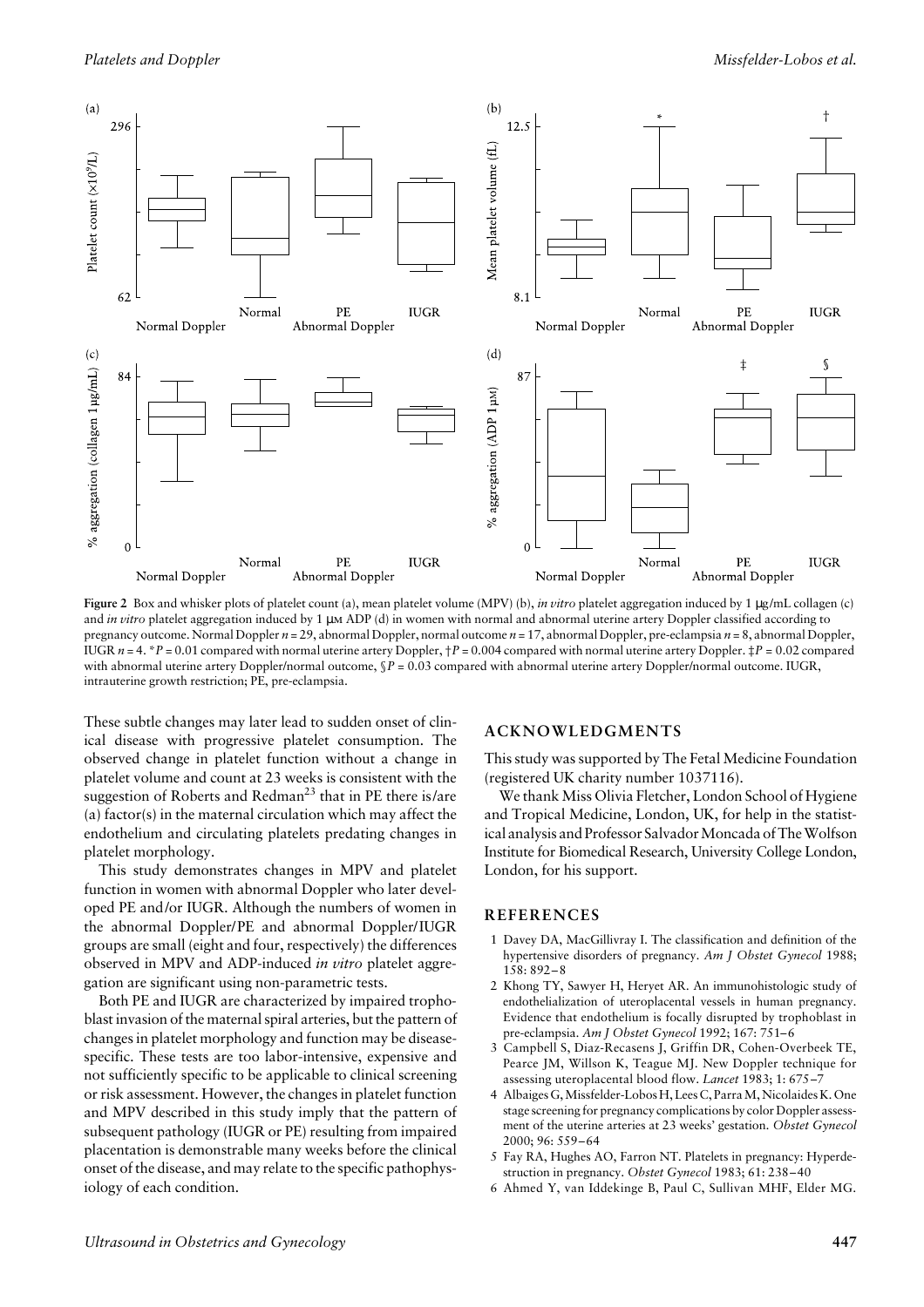(a)

296

Platelet count ($\times10^9$/L)

62

Normal Doppler

Normal PE IUGR

Abnormal Doppler

(b)

12.5

Mean platelet volume (fL)

8.1

\* †

Normal Doppler

Normal PE IUGR

Abnormal Doppler

(c)

84

% aggregation (collagen 1 μg/mL)

0

Normal Doppler

Normal PE IUGR

Abnormal Doppler

(d)

87

% aggregation (ADP 1 μM)

0

‡ §

Normal Doppler

Normal PE IUGR

Abnormal Doppler

**Figure 2** Box and whisker plots of platelet count (a), mean platelet volume (MPV) (b), *in vitro* platelet aggregation induced by 1 μg/mL collagen (c) and *in vitro* platelet aggregation induced by 1 μM ADP (d) in women with normal and abnormal uterine artery Doppler classified according to pregnancy outcome. Normal Doppler $n = 29$, abnormal Doppler, normal outcome $n = 17$, abnormal Doppler, pre-eclampsia $n = 8$, abnormal Doppler, IUGR $n = 4$. \*$P = 0.01$ compared with normal uterine artery Doppler, †$P = 0.004$ compared with normal uterine artery Doppler. ‡$P = 0.02$ compared with abnormal uterine artery Doppler/normal outcome, §$P = 0.03$ compared with abnormal uterine artery Doppler/normal outcome. IUGR, intrauterine growth restriction; PE, pre-eclampsia.

These subtle changes may later lead to sudden onset of clinical disease with progressive platelet consumption. The observed change in platelet function without a change in platelet volume and count at 23 weeks is consistent with the suggestion of Roberts and Redman[23] that in PE there is/are (a) factor(s) in the maternal circulation which may affect the endothelium and circulating platelets predating changes in platelet morphology.

This study demonstrates changes in MPV and platelet function in women with abnormal Doppler who later developed PE and/or IUGR. Although the numbers of women in the abnormal Doppler/PE and abnormal Doppler/IUGR groups are small (eight and four, respectively) the differences observed in MPV and ADP-induced *in vitro* platelet aggregation are significant using non-parametric tests.

Both PE and IUGR are characterized by impaired trophoblast invasion of the maternal spiral arteries, but the pattern of changes in platelet morphology and function may be disease-specific. These tests are too labor-intensive, expensive and not sufficiently specific to be applicable to clinical screening or risk assessment. However, the changes in platelet function and MPV described in this study imply that the pattern of subsequent pathology (IUGR or PE) resulting from impaired placentation is demonstrable many weeks before the clinical onset of the disease, and may relate to the specific pathophysiology of each condition.

## ACKNOWLEDGMENTS

This study was supported by The Fetal Medicine Foundation (registered UK charity number 1037116).

We thank Miss Olivia Fletcher, London School of Hygiene and Tropical Medicine, London, UK, for help in the statistical analysis and Professor Salvador Moncada of The Wolfson Institute for Biomedical Research, University College London, London, for his support.

## REFERENCES

1 Davey DA, MacGillivray I. The classification and definition of the hypertensive disorders of pregnancy. *Am J Obstet Gynecol* 1988; 158: 892–8

2 Khong TY, Sawyer H, Heryet AR. An immunohistologic study of endothelialization of uteroplacental vessels in human pregnancy. Evidence that endothelium is focally disrupted by trophoblast in pre-eclampsia. *Am J Obstet Gynecol* 1992; 167: 751–6

3 Campbell S, Diaz-Recasens J, Griffin DR, Cohen-Overbeek TE, Pearce JM, Willson K, Teague MJ. New Doppler technique for assessing uteroplacental blood flow. *Lancet* 1983; 1: 675–7

4 Albaiges G, Missfelder-Lobos H, Lees C, Parra M, Nicolaides K. One stage screening for pregnancy complications by color Doppler assessment of the uterine arteries at 23 weeks' gestation. *Obstet Gynecol* 2000; 96: 559–64

5 Fay RA, Hughes AO, Farron NT. Platelets in pregnancy: Hyperdestruction in pregnancy. *Obstet Gynecol* 1983; 61: 238–40

6 Ahmed Y, van Iddekinge B, Paul C, Sullivan MHF, Elder MG.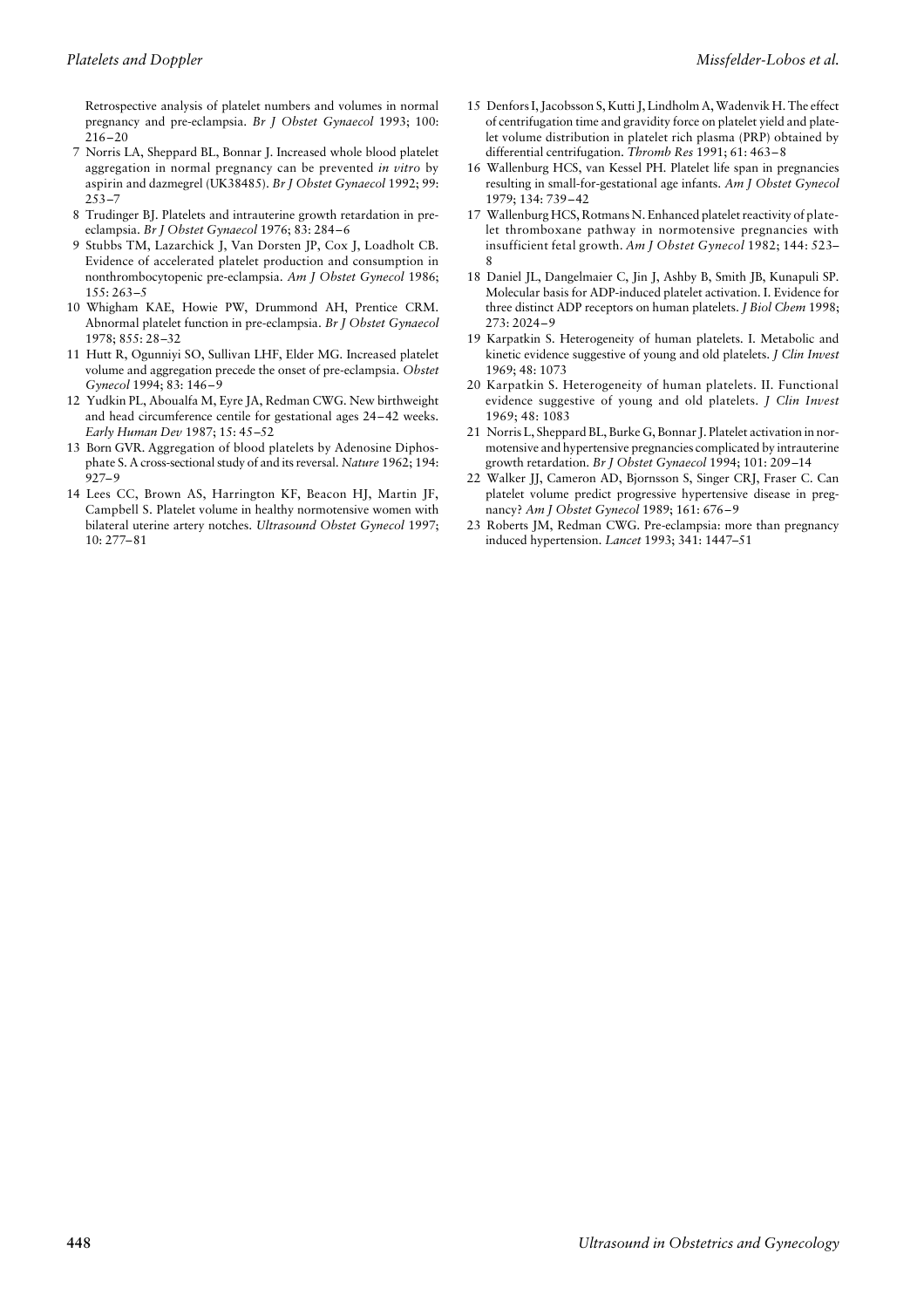Retrospective analysis of platelet numbers and volumes in normal pregnancy and pre-eclampsia. *Br J Obstet Gynaecol* 1993; 100: 216–20

7 Norris LA, Sheppard BL, Bonnar J. Increased whole blood platelet aggregation in normal pregnancy can be prevented *in vitro* by aspirin and dazmegrel (UK38485). *Br J Obstet Gynaecol* 1992; 99: 253–7

8 Trudinger BJ. Platelets and intrauterine growth retardation in pre-eclampsia. *Br J Obstet Gynaecol* 1976; 83: 284–6

9 Stubbs TM, Lazarchick J, Van Dorsten JP, Cox J, Loadholt CB. Evidence of accelerated platelet production and consumption in nonthrombocytopenic pre-eclampsia. *Am J Obstet Gynecol* 1986; 155: 263–5

10 Whigham KAE, Howie PW, Drummond AH, Prentice CRM. Abnormal platelet function in pre-eclampsia. *Br J Obstet Gynaecol* 1978; 855: 28–32

11 Hutt R, Ogunniyi SO, Sullivan LHF, Elder MG. Increased platelet volume and aggregation precede the onset of pre-eclampsia. *Obstet Gynecol* 1994; 83: 146–9

12 Yudkin PL, Aboualfa M, Eyre JA, Redman CWG. New birthweight and head circumference centile for gestational ages 24–42 weeks. *Early Human Dev* 1987; 15: 45–52

13 Born GVR. Aggregation of blood platelets by Adenosine Diphosphate S. A cross-sectional study of and its reversal. *Nature* 1962; 194: 927–9

14 Lees CC, Brown AS, Harrington KF, Beacon HJ, Martin JF, Campbell S. Platelet volume in healthy normotensive women with bilateral uterine artery notches. *Ultrasound Obstet Gynecol* 1997; 10: 277–81

15 Denfors I, Jacobsson S, Kutti J, Lindholm A, Wadenvik H. The effect of centrifugation time and gravidity force on platelet yield and platelet volume distribution in platelet rich plasma (PRP) obtained by differential centrifugation. *Thromb Res* 1991; 61: 463–8

16 Wallenburg HCS, van Kessel PH. Platelet life span in pregnancies resulting in small-for-gestational age infants. *Am J Obstet Gynecol* 1979; 134: 739–42

17 Wallenburg HCS, Rotmans N. Enhanced platelet reactivity of platelet thromboxane pathway in normotensive pregnancies with insufficient fetal growth. *Am J Obstet Gynecol* 1982; 144: 523–8

18 Daniel JL, Dangelmaier C, Jin J, Ashby B, Smith JB, Kunapuli SP. Molecular basis for ADP-induced platelet activation. I. Evidence for three distinct ADP receptors on human platelets. *J Biol Chem* 1998; 273: 2024–9

19 Karpatkin S. Heterogeneity of human platelets. I. Metabolic and kinetic evidence suggestive of young and old platelets. *J Clin Invest* 1969; 48: 1073

20 Karpatkin S. Heterogeneity of human platelets. II. Functional evidence suggestive of young and old platelets. *J Clin Invest* 1969; 48: 1083

21 Norris L, Sheppard BL, Burke G, Bonnar J. Platelet activation in normotensive and hypertensive pregnancies complicated by intrauterine growth retardation. *Br J Obstet Gynaecol* 1994; 101: 209–14

22 Walker JJ, Cameron AD, Bjornsson S, Singer CRJ, Fraser C. Can platelet volume predict progressive hypertensive disease in pregnancy? *Am J Obstet Gynecol* 1989; 161: 676–9

23 Roberts JM, Redman CWG. Pre-eclampsia: more than pregnancy induced hypertension. *Lancet* 1993; 341: 1447–51